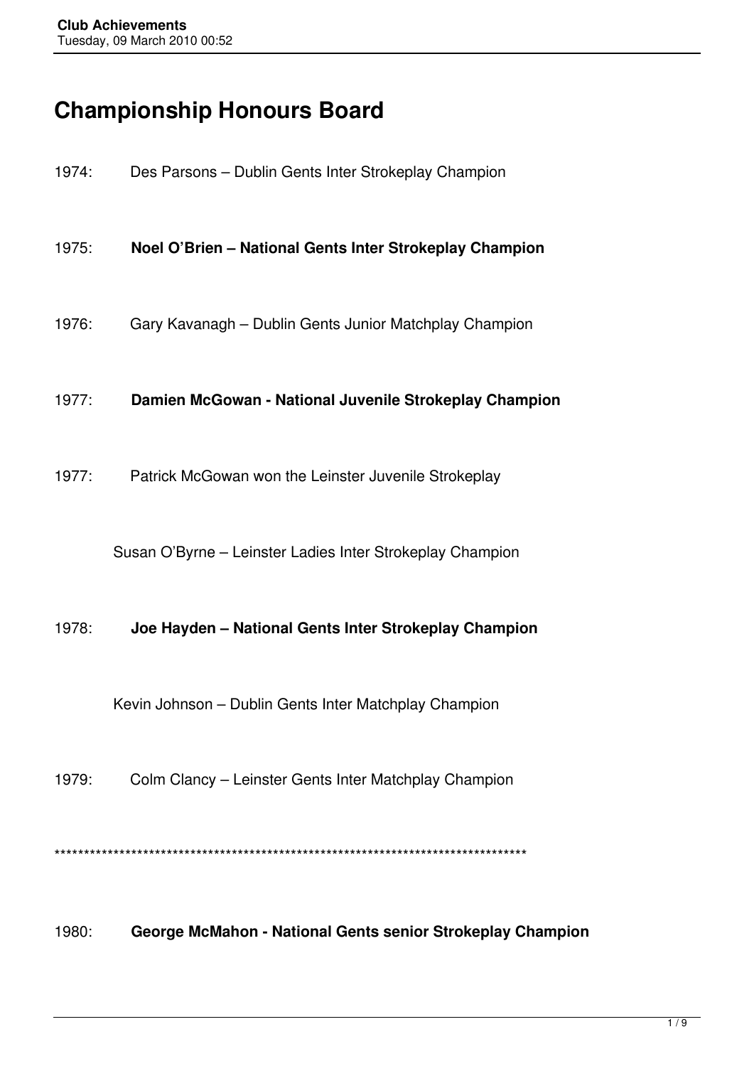# Championship Honours Board

1974: Des Parsons – Dublin Gents Inter Strokeplay Champion

1975: **Noel O'Brien – National Gents Inter Strokeplay Champion**

1976: Gary Kavanagh – Dublin Gents Junior Matchplay Champion

1977: **Damien McGowan - National Juvenile Strokeplay Champion**

1977: Patrick McGowan won the Leinster Juvenile Strokeplay

Susan O'Byrne – Leinster Ladies Inter Strokeplay Champion

1978: **Joe Hayden – National Gents Inter Strokeplay Champion**

Kevin Johnson – Dublin Gents Inter Matchplay Champion

1979: Colm Clancy – Leinster Gents Inter Matchplay Champion

*********************************************************************************

1980: **George McMahon - National Gents senior Strokeplay Champion**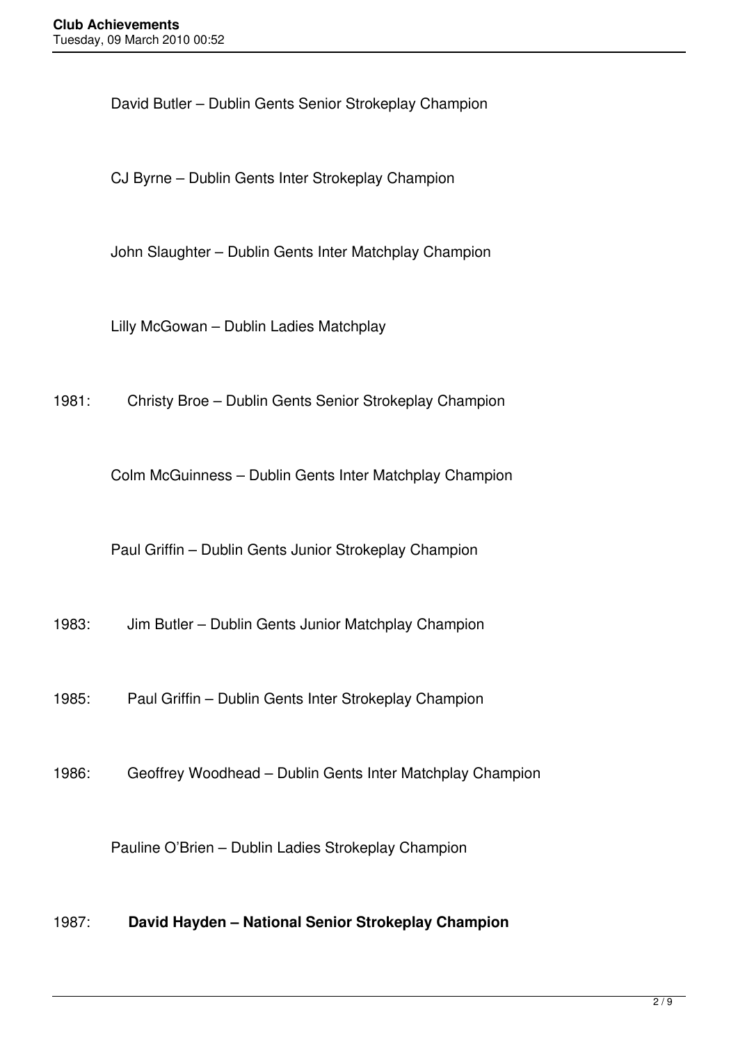David Butler – Dublin Gents Senior Strokeplay Champion

CJ Byrne – Dublin Gents Inter Strokeplay Champion

John Slaughter – Dublin Gents Inter Matchplay Champion

Lilly McGowan – Dublin Ladies Matchplay

1981: Christy Broe – Dublin Gents Senior Strokeplay Champion

Colm McGuinness – Dublin Gents Inter Matchplay Champion

Paul Griffin – Dublin Gents Junior Strokeplay Champion

1983: Jim Butler – Dublin Gents Junior Matchplay Champion

1985: Paul Griffin – Dublin Gents Inter Strokeplay Champion

1986: Geoffrey Woodhead – Dublin Gents Inter Matchplay Champion

Pauline O'Brien – Dublin Ladies Strokeplay Champion

1987: **David Hayden – National Senior Strokeplay Champion**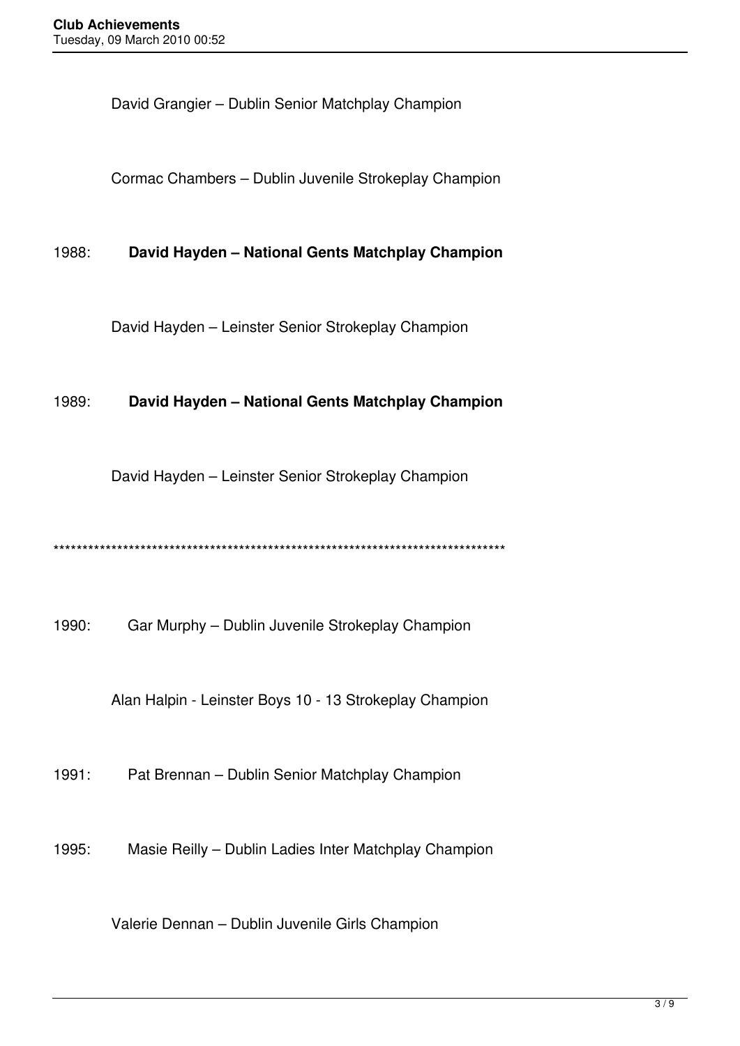David Grangier – Dublin Senior Matchplay Champion

Cormac Chambers – Dublin Juvenile Strokeplay Champion

1988: **David Hayden – National Gents Matchplay Champion**

David Hayden – Leinster Senior Strokeplay Champion

1989: **David Hayden – National Gents Matchplay Champion**

David Hayden – Leinster Senior Strokeplay Champion

********************************************************************************

1990: Gar Murphy – Dublin Juvenile Strokeplay Champion

Alan Halpin - Leinster Boys 10 - 13 Strokeplay Champion

1991: Pat Brennan – Dublin Senior Matchplay Champion

1995: Masie Reilly – Dublin Ladies Inter Matchplay Champion

Valerie Dennan – Dublin Juvenile Girls Champion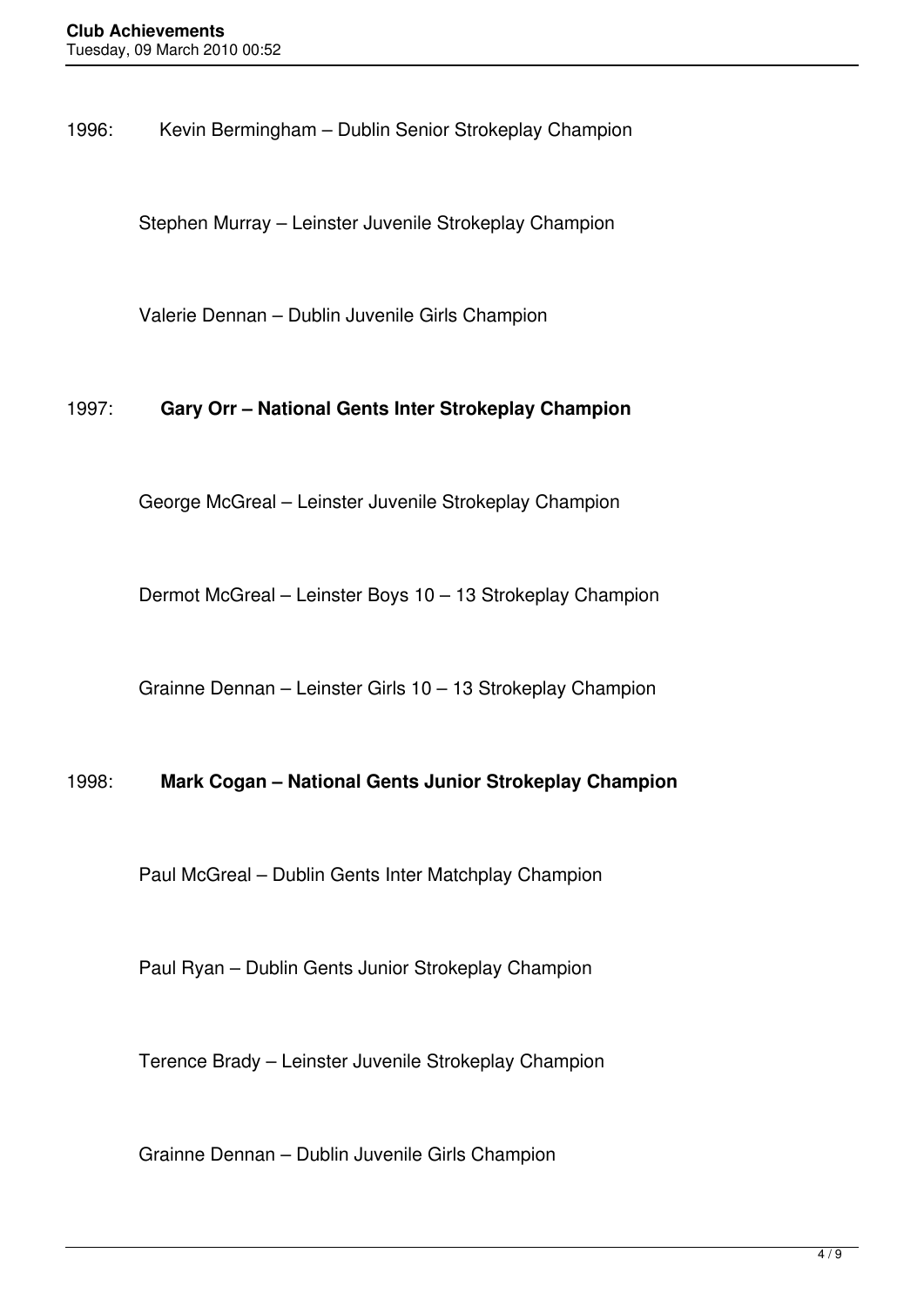1996: Kevin Bermingham – Dublin Senior Strokeplay Champion

Stephen Murray – Leinster Juvenile Strokeplay Champion

Valerie Dennan – Dublin Juvenile Girls Champion

1997: **Gary Orr – National Gents Inter Strokeplay Champion**

George McGreal – Leinster Juvenile Strokeplay Champion

Dermot McGreal – Leinster Boys 10 – 13 Strokeplay Champion

Grainne Dennan – Leinster Girls 10 – 13 Strokeplay Champion

1998: **Mark Cogan – National Gents Junior Strokeplay Champion**

Paul McGreal – Dublin Gents Inter Matchplay Champion

Paul Ryan – Dublin Gents Junior Strokeplay Champion

Terence Brady – Leinster Juvenile Strokeplay Champion

Grainne Dennan – Dublin Juvenile Girls Champion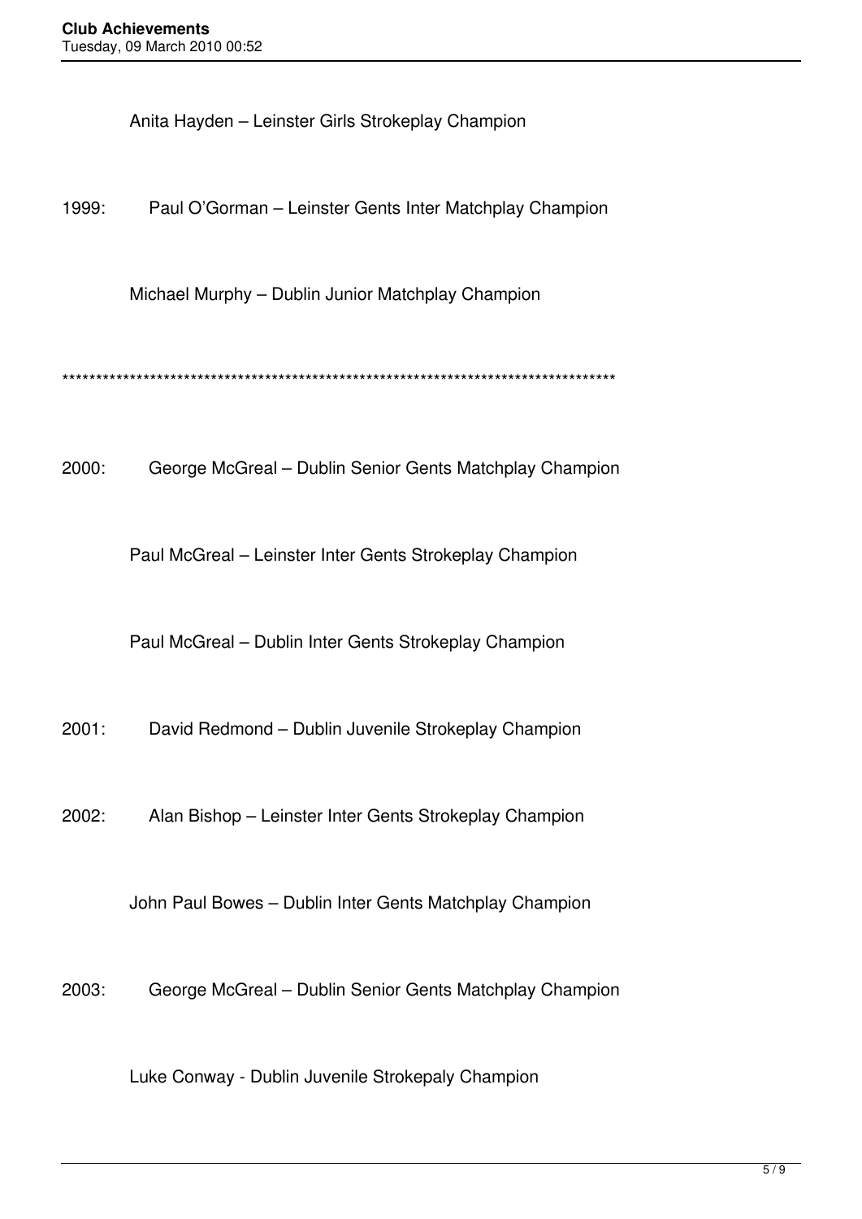Anita Hayden – Leinster Girls Strokeplay Champion

1999: Paul O'Gorman – Leinster Gents Inter Matchplay Champion

Michael Murphy – Dublin Junior Matchplay Champion

**********************************************************************************

2000: George McGreal – Dublin Senior Gents Matchplay Champion

Paul McGreal – Leinster Inter Gents Strokeplay Champion

Paul McGreal – Dublin Inter Gents Strokeplay Champion

2001: David Redmond – Dublin Juvenile Strokeplay Champion

2002: Alan Bishop – Leinster Inter Gents Strokeplay Champion

John Paul Bowes – Dublin Inter Gents Matchplay Champion

2003: George McGreal – Dublin Senior Gents Matchplay Champion

Luke Conway - Dublin Juvenile Strokepaly Champion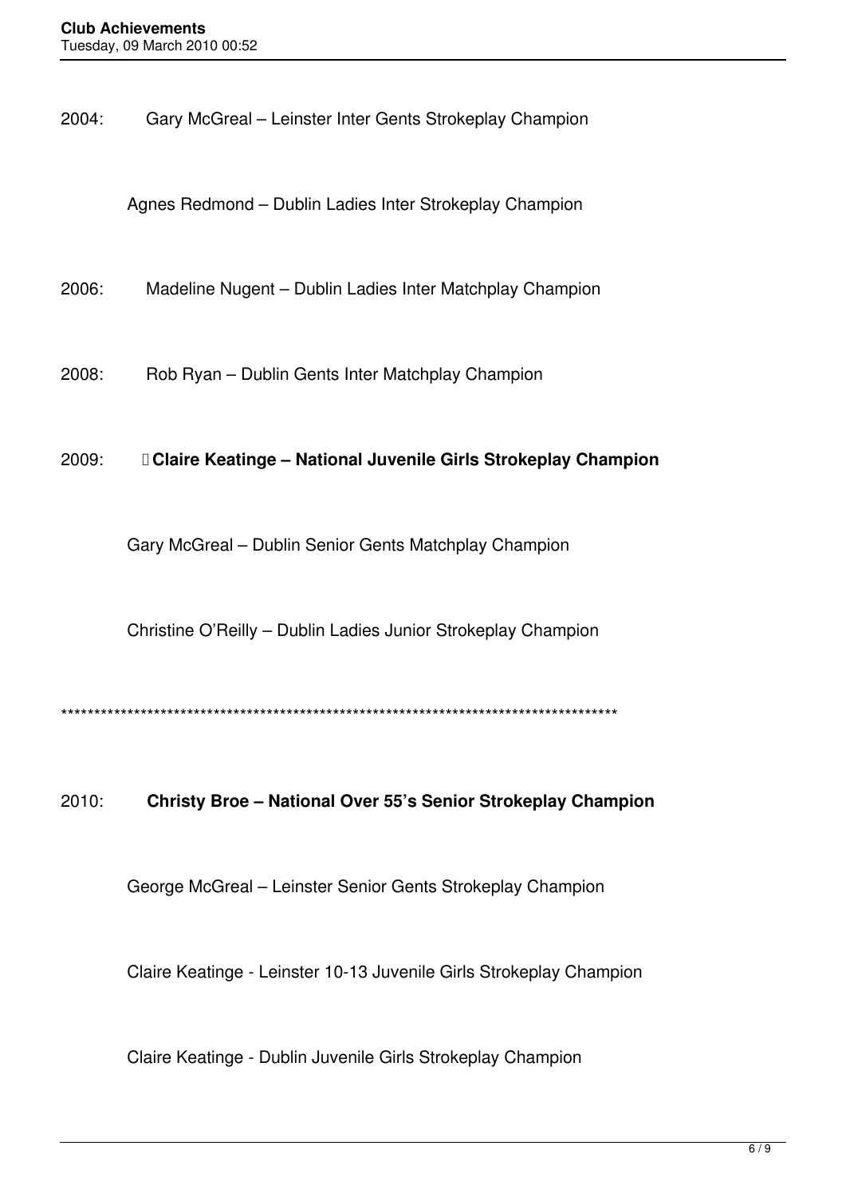2004: Gary McGreal – Leinster Inter Gents Strokeplay Champion

Agnes Redmond – Dublin Ladies Inter Strokeplay Champion

2006: Madeline Nugent – Dublin Ladies Inter Matchplay Champion

2008: Rob Ryan – Dublin Gents Inter Matchplay Champion

2009: **Claire Keatinge – National Juvenile Girls Strokeplay Champion**

Gary McGreal – Dublin Senior Gents Matchplay Champion

Christine O'Reilly – Dublin Ladies Junior Strokeplay Champion

**************************************************************************************

2010: **Christy Broe – National Over 55's Senior Strokeplay Champion**

George McGreal – Leinster Senior Gents Strokeplay Champion

Claire Keatinge - Leinster 10-13 Juvenile Girls Strokeplay Champion

Claire Keatinge - Dublin Juvenile Girls Strokeplay Champion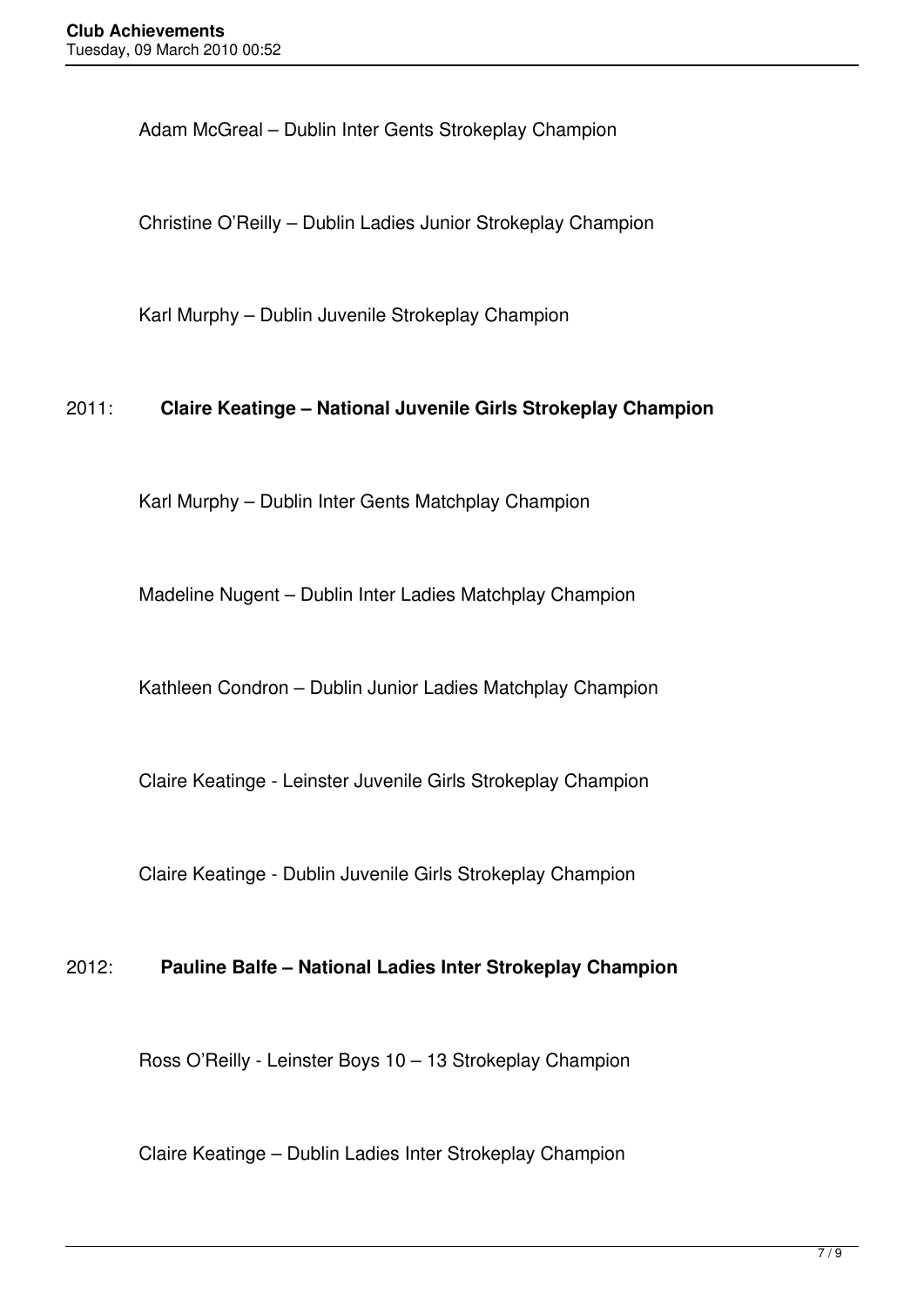Adam McGreal – Dublin Inter Gents Strokeplay Champion

Christine O'Reilly – Dublin Ladies Junior Strokeplay Champion

Karl Murphy – Dublin Juvenile Strokeplay Champion

2011: **Claire Keatinge – National Juvenile Girls Strokeplay Champion**

Karl Murphy – Dublin Inter Gents Matchplay Champion

Madeline Nugent – Dublin Inter Ladies Matchplay Champion

Kathleen Condron – Dublin Junior Ladies Matchplay Champion

Claire Keatinge - Leinster Juvenile Girls Strokeplay Champion

Claire Keatinge - Dublin Juvenile Girls Strokeplay Champion

2012: **Pauline Balfe – National Ladies Inter Strokeplay Champion**

Ross O'Reilly - Leinster Boys 10 – 13 Strokeplay Champion

Claire Keatinge – Dublin Ladies Inter Strokeplay Champion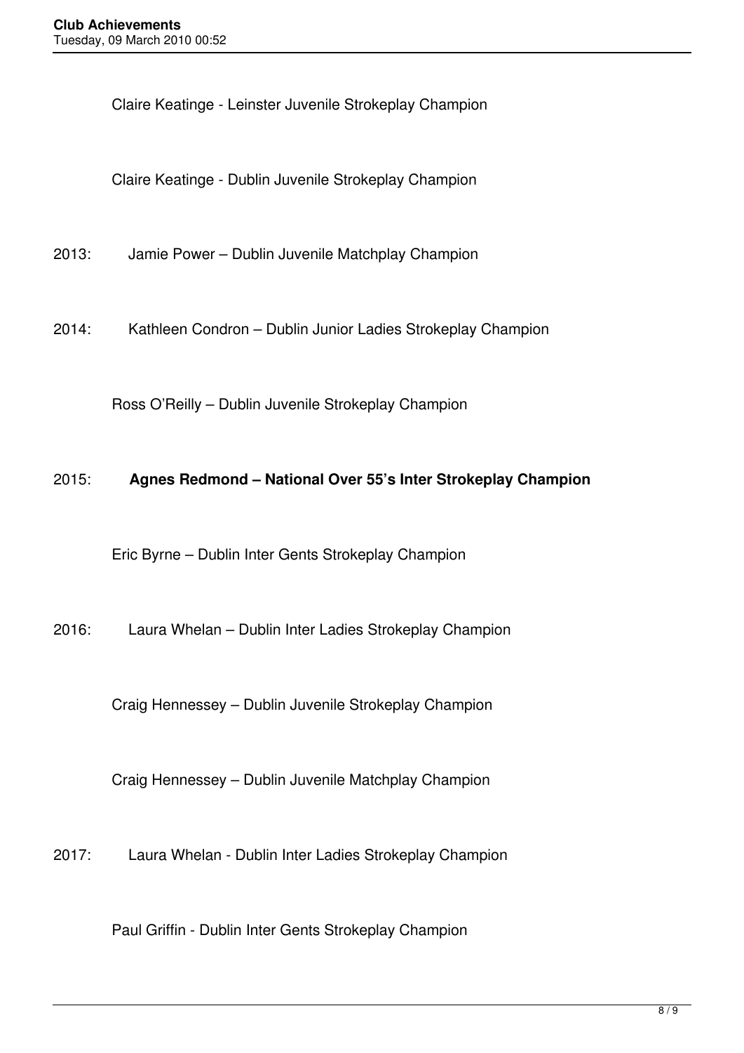Claire Keatinge - Leinster Juvenile Strokeplay Champion

Claire Keatinge - Dublin Juvenile Strokeplay Champion

2013: Jamie Power – Dublin Juvenile Matchplay Champion

2014: Kathleen Condron – Dublin Junior Ladies Strokeplay Champion

Ross O'Reilly – Dublin Juvenile Strokeplay Champion

2015: **Agnes Redmond – National Over 55's Inter Strokeplay Champion**

Eric Byrne – Dublin Inter Gents Strokeplay Champion

2016: Laura Whelan – Dublin Inter Ladies Strokeplay Champion

Craig Hennessey – Dublin Juvenile Strokeplay Champion

Craig Hennessey – Dublin Juvenile Matchplay Champion

2017: Laura Whelan - Dublin Inter Ladies Strokeplay Champion

Paul Griffin - Dublin Inter Gents Strokeplay Champion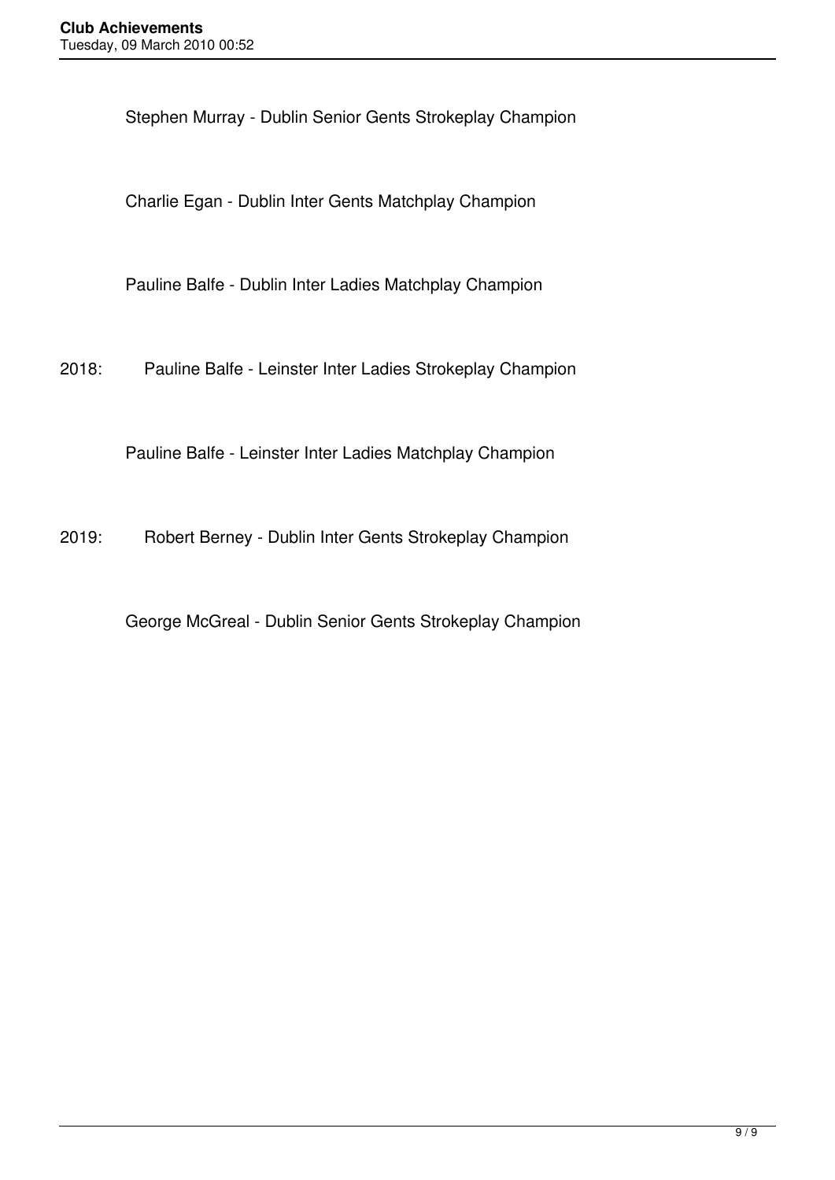Stephen Murray - Dublin Senior Gents Strokeplay Champion

Charlie Egan - Dublin Inter Gents Matchplay Champion

Pauline Balfe - Dublin Inter Ladies Matchplay Champion

2018: Pauline Balfe - Leinster Inter Ladies Strokeplay Champion

Pauline Balfe - Leinster Inter Ladies Matchplay Champion

2019: Robert Berney - Dublin Inter Gents Strokeplay Champion

George McGreal - Dublin Senior Gents Strokeplay Champion